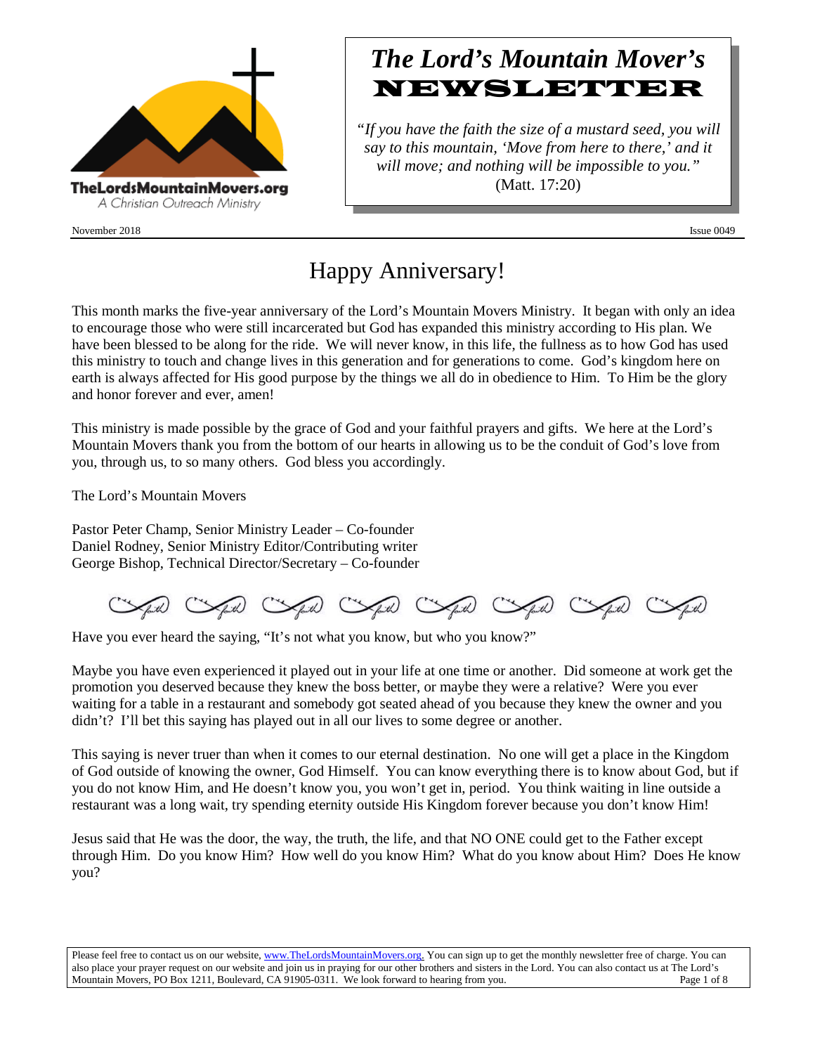TheLordsMountainMovers.org
A Christian Outreach Ministry

# The Lord's Mountain Mover's NEWSLETTER

*"If you have the faith the size of a mustard seed, you will say to this mountain, 'Move from here to there,' and it will move; and nothing will be impossible to you."* (Matt. 17:20)

November 2018 Issue 0049

## Happy Anniversary!

This month marks the five-year anniversary of the Lord's Mountain Movers Ministry. It began with only an idea to encourage those who were still incarcerated but God has expanded this ministry according to His plan. We have been blessed to be along for the ride. We will never know, in this life, the fullness as to how God has used this ministry to touch and change lives in this generation and for generations to come. God's kingdom here on earth is always affected for His good purpose by the things we all do in obedience to Him. To Him be the glory and honor forever and ever, amen!

This ministry is made possible by the grace of God and your faithful prayers and gifts. We here at the Lord's Mountain Movers thank you from the bottom of our hearts in allowing us to be the conduit of God's love from you, through us, to so many others. God bless you accordingly.

The Lord's Mountain Movers

Pastor Peter Champ, Senior Ministry Leader – Co-founder
Daniel Rodney, Senior Ministry Editor/Contributing writer
George Bishop, Technical Director/Secretary – Co-founder

---

Have you ever heard the saying, "It's not what you know, but who you know?"

Maybe you have even experienced it played out in your life at one time or another. Did someone at work get the promotion you deserved because they knew the boss better, or maybe they were a relative? Were you ever waiting for a table in a restaurant and somebody got seated ahead of you because they knew the owner and you didn't? I'll bet this saying has played out in all our lives to some degree or another.

This saying is never truer than when it comes to our eternal destination. No one will get a place in the Kingdom of God outside of knowing the owner, God Himself. You can know everything there is to know about God, but if you do not know Him, and He doesn't know you, you won't get in, period. You think waiting in line outside a restaurant was a long wait, try spending eternity outside His Kingdom forever because you don't know Him!

Jesus said that He was the door, the way, the truth, the life, and that NO ONE could get to the Father except through Him. Do you know Him? How well do you know Him? What do you know about Him? Does He know you?

Please feel free to contact us on our website, www.TheLordsMountainMovers.org. You can sign up to get the monthly newsletter free of charge. You can also place your prayer request on our website and join us in praying for our other brothers and sisters in the Lord. You can also contact us at The Lord's Mountain Movers, PO Box 1211, Boulevard, CA 91905-0311. We look forward to hearing from you.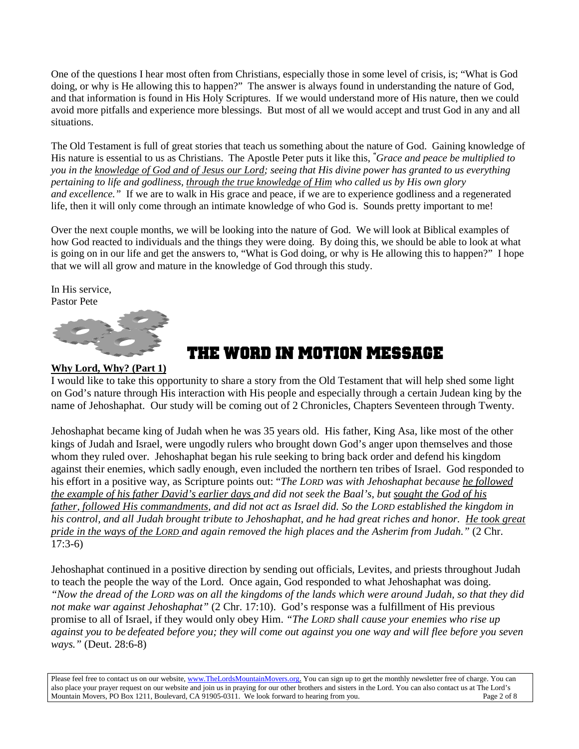One of the questions I hear most often from Christians, especially those in some level of crisis, is; "What is God doing, or why is He allowing this to happen?" The answer is always found in understanding the nature of God, and that information is found in His Holy Scriptures. If we would understand more of His nature, then we could avoid more pitfalls and experience more blessings. But most of all we would accept and trust God in any and all situations.

The Old Testament is full of great stories that teach us something about the nature of God. Gaining knowledge of His nature is essential to us as Christians. The Apostle Peter puts it like this, *"Grace and peace be multiplied to you in the knowledge of God and of Jesus our Lord; seeing that His divine power has granted to us everything pertaining to life and godliness, through the true knowledge of Him who called us by His own glory and excellence."* If we are to walk in His grace and peace, if we are to experience godliness and a regenerated life, then it will only come through an intimate knowledge of who God is. Sounds pretty important to me!

Over the next couple months, we will be looking into the nature of God. We will look at Biblical examples of how God reacted to individuals and the things they were doing. By doing this, we should be able to look at what is going on in our life and get the answers to, "What is God doing, or why is He allowing this to happen?" I hope that we will all grow and mature in the knowledge of God through this study.

In His service,
Pastor Pete

# THE WORD IN MOTION MESSAGE

**Why Lord, Why? (Part 1)**

I would like to take this opportunity to share a story from the Old Testament that will help shed some light on God's nature through His interaction with His people and especially through a certain Judean king by the name of Jehoshaphat. Our study will be coming out of 2 Chronicles, Chapters Seventeen through Twenty.

Jehoshaphat became king of Judah when he was 35 years old. His father, King Asa, like most of the other kings of Judah and Israel, were ungodly rulers who brought down God's anger upon themselves and those whom they ruled over. Jehoshaphat began his rule seeking to bring back order and defend his kingdom against their enemies, which sadly enough, even included the northern ten tribes of Israel. God responded to his effort in a positive way, as Scripture points out: "*The LORD was with Jehoshaphat because he followed the example of his father David's earlier days and did not seek the Baal's, but sought the God of his father, followed His commandments, and did not act as Israel did. So the LORD established the kingdom in his control, and all Judah brought tribute to Jehoshaphat, and he had great riches and honor. He took great pride in the ways of the LORD and again removed the high places and the Asherim from Judah."* (2 Chr. 17:3-6)

Jehoshaphat continued in a positive direction by sending out officials, Levites, and priests throughout Judah to teach the people the way of the Lord. Once again, God responded to what Jehoshaphat was doing. *"Now the dread of the LORD was on all the kingdoms of the lands which were around Judah, so that they did not make war against Jehoshaphat"* (2 Chr. 17:10). God's response was a fulfillment of His previous promise to all of Israel, if they would only obey Him. *"The LORD shall cause your enemies who rise up against you to be defeated before you; they will come out against you one way and will flee before you seven ways."* (Deut. 28:6-8)

Please feel free to contact us on our website, www.TheLordsMountainMovers.org. You can sign up to get the monthly newsletter free of charge. You can also place your prayer request on our website and join us in praying for our other brothers and sisters in the Lord. You can also contact us at The Lord's Mountain Movers, PO Box 1211, Boulevard, CA 91905-0311. We look forward to hearing from you.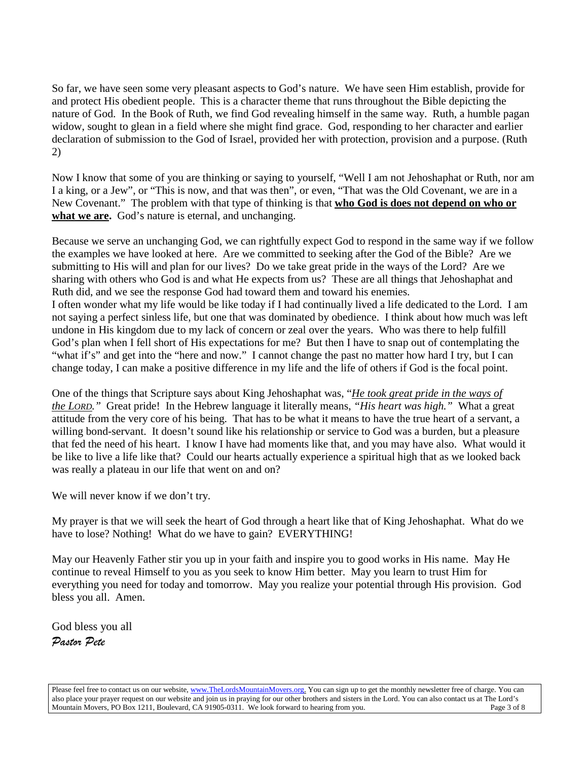So far, we have seen some very pleasant aspects to God's nature. We have seen Him establish, provide for and protect His obedient people. This is a character theme that runs throughout the Bible depicting the nature of God. In the Book of Ruth, we find God revealing himself in the same way. Ruth, a humble pagan widow, sought to glean in a field where she might find grace. God, responding to her character and earlier declaration of submission to the God of Israel, provided her with protection, provision and a purpose. (Ruth 2)

Now I know that some of you are thinking or saying to yourself, "Well I am not Jehoshaphat or Ruth, nor am I a king, or a Jew", or "This is now, and that was then", or even, "That was the Old Covenant, we are in a New Covenant." The problem with that type of thinking is that **<u>who God is does not depend on who or what we are</u>.** God's nature is eternal, and unchanging.

Because we serve an unchanging God, we can rightfully expect God to respond in the same way if we follow the examples we have looked at here. Are we committed to seeking after the God of the Bible? Are we submitting to His will and plan for our lives? Do we take great pride in the ways of the Lord? Are we sharing with others who God is and what He expects from us? These are all things that Jehoshaphat and Ruth did, and we see the response God had toward them and toward his enemies.
I often wonder what my life would be like today if I had continually lived a life dedicated to the Lord. I am not saying a perfect sinless life, but one that was dominated by obedience. I think about how much was left undone in His kingdom due to my lack of concern or zeal over the years. Who was there to help fulfill God's plan when I fell short of His expectations for me? But then I have to snap out of contemplating the "what if's" and get into the "here and now." I cannot change the past no matter how hard I try, but I can change today, I can make a positive difference in my life and the life of others if God is the focal point.

One of the things that Scripture says about King Jehoshaphat was, "*<u>He took great pride in the ways of the LORD.</u>*" Great pride! In the Hebrew language it literally means, *"His heart was high."* What a great attitude from the very core of his being. That has to be what it means to have the true heart of a servant, a willing bond-servant. It doesn't sound like his relationship or service to God was a burden, but a pleasure that fed the need of his heart. I know I have had moments like that, and you may have also. What would it be like to live a life like that? Could our hearts actually experience a spiritual high that as we looked back was really a plateau in our life that went on and on?

We will never know if we don't try.

My prayer is that we will seek the heart of God through a heart like that of King Jehoshaphat. What do we have to lose? Nothing! What do we have to gain? EVERYTHING!

May our Heavenly Father stir you up in your faith and inspire you to good works in His name. May He continue to reveal Himself to you as you seek to know Him better. May you learn to trust Him for everything you need for today and tomorrow. May you realize your potential through His provision. God bless you all. Amen.

God bless you all
*Pastor Pete*

Please feel free to contact us on our website, www.TheLordsMountainMovers.org. You can sign up to get the monthly newsletter free of charge. You can also place your prayer request on our website and join us in praying for our other brothers and sisters in the Lord. You can also contact us at The Lord's Mountain Movers, PO Box 1211, Boulevard, CA 91905-0311. We look forward to hearing from you.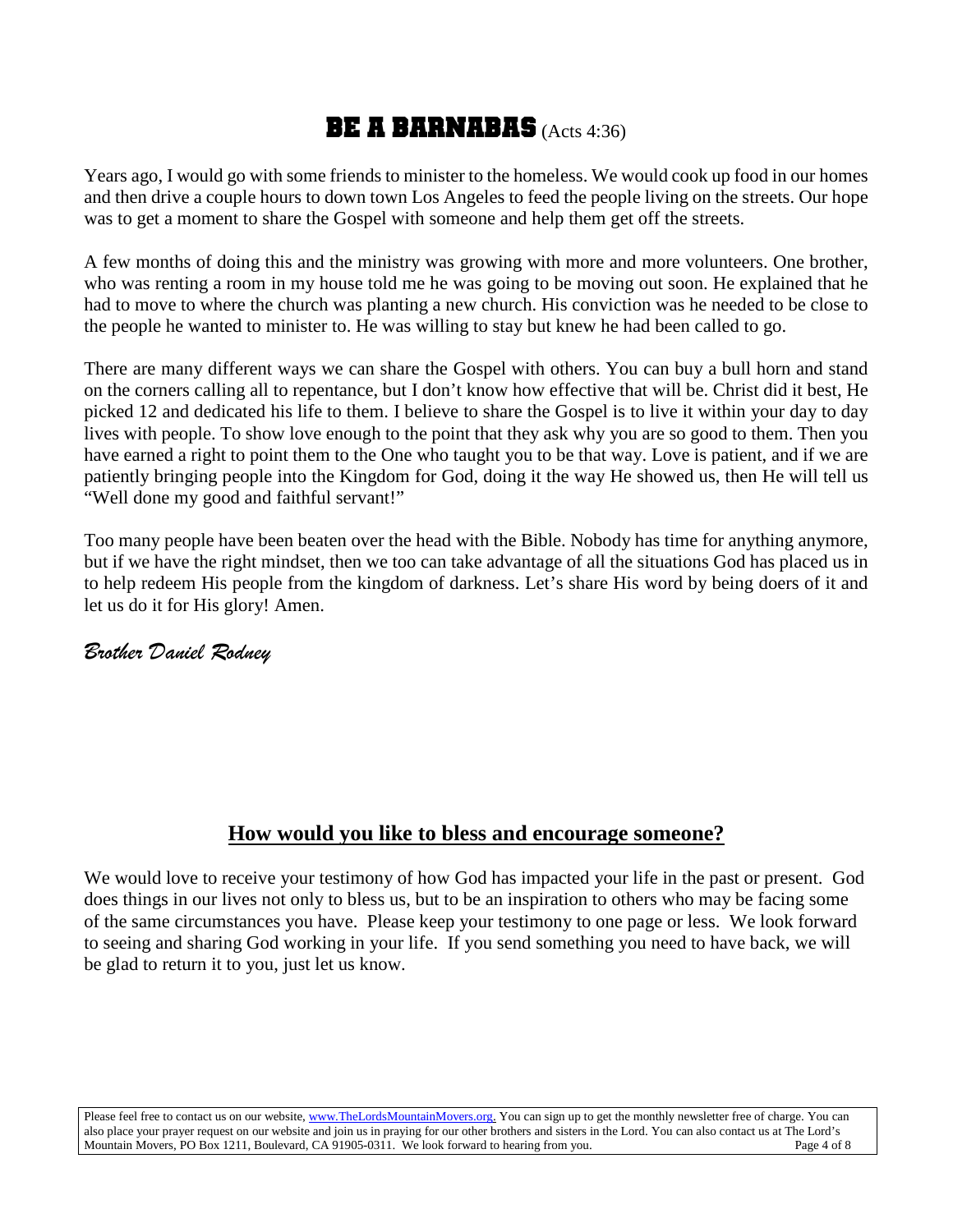# BE A BARNABAS (Acts 4:36)

Years ago, I would go with some friends to minister to the homeless. We would cook up food in our homes and then drive a couple hours to down town Los Angeles to feed the people living on the streets. Our hope was to get a moment to share the Gospel with someone and help them get off the streets.

A few months of doing this and the ministry was growing with more and more volunteers. One brother, who was renting a room in my house told me he was going to be moving out soon. He explained that he had to move to where the church was planting a new church. His conviction was he needed to be close to the people he wanted to minister to. He was willing to stay but knew he had been called to go.

There are many different ways we can share the Gospel with others. You can buy a bull horn and stand on the corners calling all to repentance, but I don't know how effective that will be. Christ did it best, He picked 12 and dedicated his life to them. I believe to share the Gospel is to live it within your day to day lives with people. To show love enough to the point that they ask why you are so good to them. Then you have earned a right to point them to the One who taught you to be that way. Love is patient, and if we are patiently bringing people into the Kingdom for God, doing it the way He showed us, then He will tell us "Well done my good and faithful servant!"

Too many people have been beaten over the head with the Bible. Nobody has time for anything anymore, but if we have the right mindset, then we too can take advantage of all the situations God has placed us in to help redeem His people from the kingdom of darkness. Let's share His word by being doers of it and let us do it for His glory! Amen.

*Brother Daniel Rodney*

## How would you like to bless and encourage someone?

We would love to receive your testimony of how God has impacted your life in the past or present. God does things in our lives not only to bless us, but to be an inspiration to others who may be facing some of the same circumstances you have. Please keep your testimony to one page or less. We look forward to seeing and sharing God working in your life. If you send something you need to have back, we will be glad to return it to you, just let us know.

Please feel free to contact us on our website, www.TheLordsMountainMovers.org. You can sign up to get the monthly newsletter free of charge. You can also place your prayer request on our website and join us in praying for our other brothers and sisters in the Lord. You can also contact us at The Lord's Mountain Movers, PO Box 1211, Boulevard, CA 91905-0311. We look forward to hearing from you.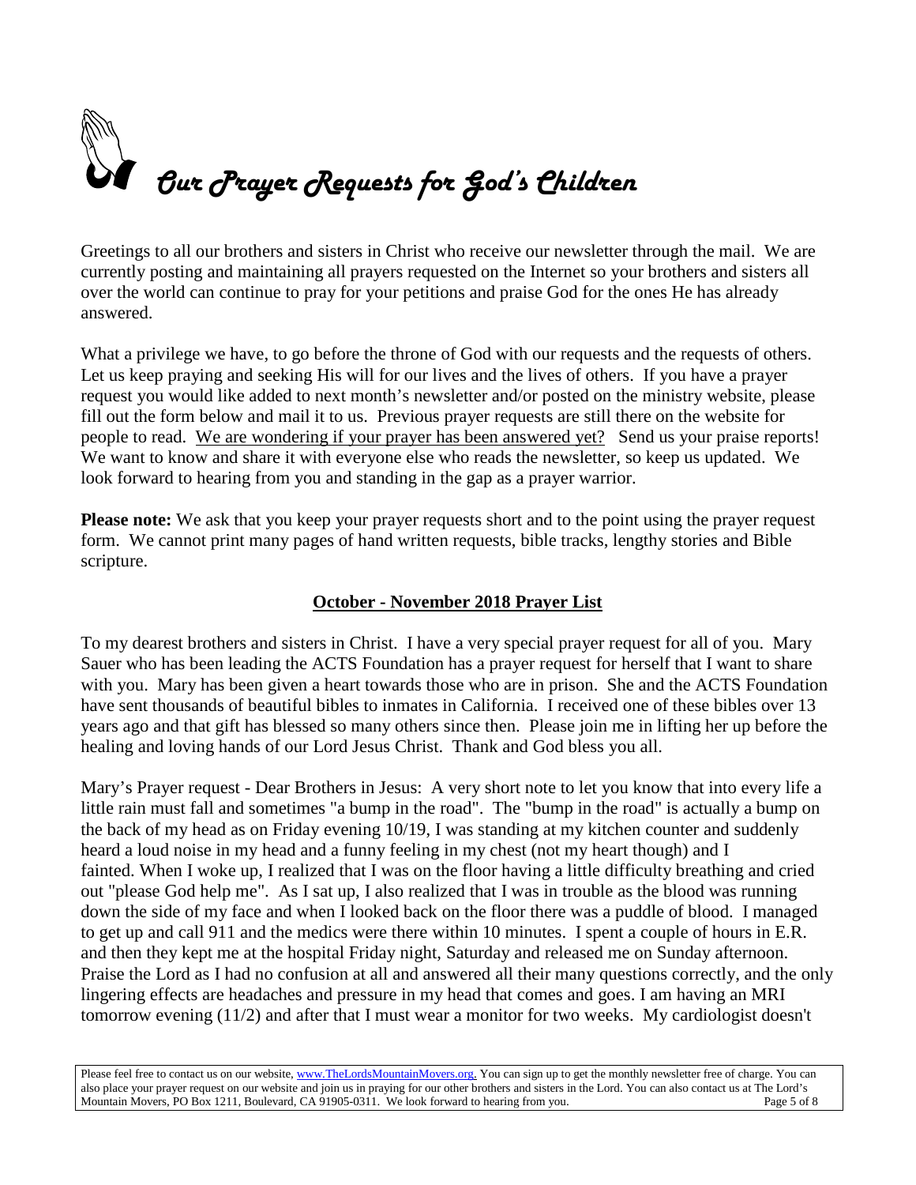# *Our Prayer Requests for God's Children*

Greetings to all our brothers and sisters in Christ who receive our newsletter through the mail. We are currently posting and maintaining all prayers requested on the Internet so your brothers and sisters all over the world can continue to pray for your petitions and praise God for the ones He has already answered.

What a privilege we have, to go before the throne of God with our requests and the requests of others. Let us keep praying and seeking His will for our lives and the lives of others. If you have a prayer request you would like added to next month's newsletter and/or posted on the ministry website, please fill out the form below and mail it to us. Previous prayer requests are still there on the website for people to read. <u>We are wondering if your prayer has been answered yet?</u> Send us your praise reports! We want to know and share it with everyone else who reads the newsletter, so keep us updated. We look forward to hearing from you and standing in the gap as a prayer warrior.

**Please note:** We ask that you keep your prayer requests short and to the point using the prayer request form. We cannot print many pages of hand written requests, bible tracks, lengthy stories and Bible scripture.

### **<u>October - November 2018 Prayer List</u>**

To my dearest brothers and sisters in Christ. I have a very special prayer request for all of you. Mary Sauer who has been leading the ACTS Foundation has a prayer request for herself that I want to share with you. Mary has been given a heart towards those who are in prison. She and the ACTS Foundation have sent thousands of beautiful bibles to inmates in California. I received one of these bibles over 13 years ago and that gift has blessed so many others since then. Please join me in lifting her up before the healing and loving hands of our Lord Jesus Christ. Thank and God bless you all.

Mary's Prayer request - Dear Brothers in Jesus: A very short note to let you know that into every life a little rain must fall and sometimes "a bump in the road". The "bump in the road" is actually a bump on the back of my head as on Friday evening 10/19, I was standing at my kitchen counter and suddenly heard a loud noise in my head and a funny feeling in my chest (not my heart though) and I fainted. When I woke up, I realized that I was on the floor having a little difficulty breathing and cried out "please God help me". As I sat up, I also realized that I was in trouble as the blood was running down the side of my face and when I looked back on the floor there was a puddle of blood. I managed to get up and call 911 and the medics were there within 10 minutes. I spent a couple of hours in E.R. and then they kept me at the hospital Friday night, Saturday and released me on Sunday afternoon. Praise the Lord as I had no confusion at all and answered all their many questions correctly, and the only lingering effects are headaches and pressure in my head that comes and goes. I am having an MRI tomorrow evening (11/2) and after that I must wear a monitor for two weeks. My cardiologist doesn't

Please feel free to contact us on our website, www.TheLordsMountainMovers.org. You can sign up to get the monthly newsletter free of charge. You can also place your prayer request on our website and join us in praying for our other brothers and sisters in the Lord. You can also contact us at The Lord's Mountain Movers, PO Box 1211, Boulevard, CA 91905-0311. We look forward to hearing from you.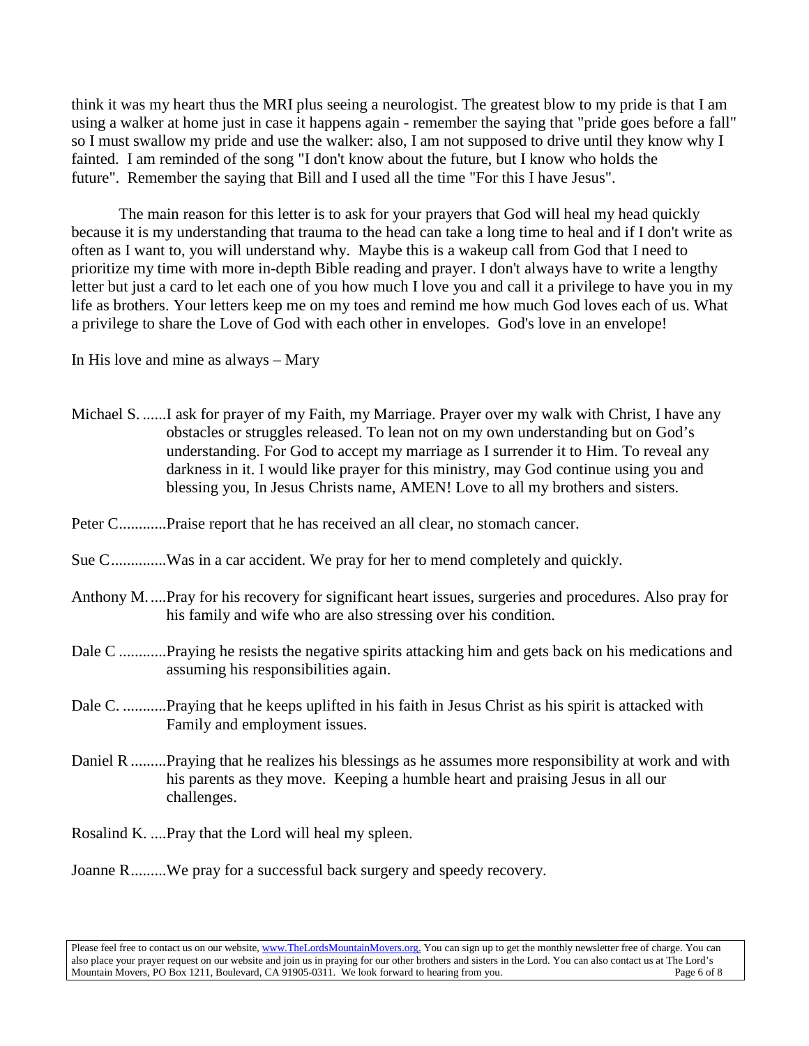think it was my heart thus the MRI plus seeing a neurologist. The greatest blow to my pride is that I am using a walker at home just in case it happens again - remember the saying that "pride goes before a fall" so I must swallow my pride and use the walker: also, I am not supposed to drive until they know why I fainted. I am reminded of the song "I don't know about the future, but I know who holds the future". Remember the saying that Bill and I used all the time "For this I have Jesus".

The main reason for this letter is to ask for your prayers that God will heal my head quickly because it is my understanding that trauma to the head can take a long time to heal and if I don't write as often as I want to, you will understand why. Maybe this is a wakeup call from God that I need to prioritize my time with more in-depth Bible reading and prayer. I don't always have to write a lengthy letter but just a card to let each one of you how much I love you and call it a privilege to have you in my life as brothers. Your letters keep me on my toes and remind me how much God loves each of us. What a privilege to share the Love of God with each other in envelopes. God's love in an envelope!

In His love and mine as always – Mary

Michael S. ......I ask for prayer of my Faith, my Marriage. Prayer over my walk with Christ, I have any obstacles or struggles released. To lean not on my own understanding but on God's understanding. For God to accept my marriage as I surrender it to Him. To reveal any darkness in it. I would like prayer for this ministry, may God continue using you and blessing you, In Jesus Christs name, AMEN! Love to all my brothers and sisters.

Peter C............Praise report that he has received an all clear, no stomach cancer.

Sue C..............Was in a car accident. We pray for her to mend completely and quickly.

Anthony M.....Pray for his recovery for significant heart issues, surgeries and procedures. Also pray for his family and wife who are also stressing over his condition.

Dale C ............Praying he resists the negative spirits attacking him and gets back on his medications and assuming his responsibilities again.

Dale C. ...........Praying that he keeps uplifted in his faith in Jesus Christ as his spirit is attacked with Family and employment issues.

Daniel R .........Praying that he realizes his blessings as he assumes more responsibility at work and with his parents as they move. Keeping a humble heart and praising Jesus in all our challenges.

Rosalind K. ....Pray that the Lord will heal my spleen.

Joanne R.........We pray for a successful back surgery and speedy recovery.

Please feel free to contact us on our website, www.TheLordsMountainMovers.org. You can sign up to get the monthly newsletter free of charge. You can also place your prayer request on our website and join us in praying for our other brothers and sisters in the Lord. You can also contact us at The Lord's Mountain Movers, PO Box 1211, Boulevard, CA 91905-0311. We look forward to hearing from you.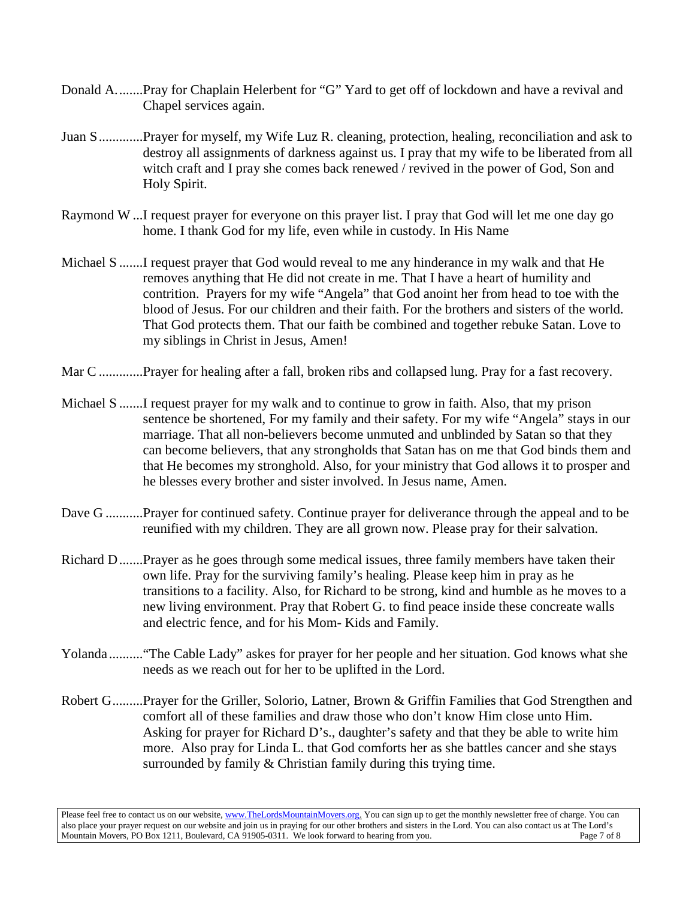Donald A.........Pray for Chaplain Helerbent for "G" Yard to get off of lockdown and have a revival and Chapel services again.

Juan S.............Prayer for myself, my Wife Luz R. cleaning, protection, healing, reconciliation and ask to destroy all assignments of darkness against us. I pray that my wife to be liberated from all witch craft and I pray she comes back renewed / revived in the power of God, Son and Holy Spirit.

Raymond W ...I request prayer for everyone on this prayer list. I pray that God will let me one day go home. I thank God for my life, even while in custody. In His Name

Michael S .......I request prayer that God would reveal to me any hinderance in my walk and that He removes anything that He did not create in me. That I have a heart of humility and contrition. Prayers for my wife "Angela" that God anoint her from head to toe with the blood of Jesus. For our children and their faith. For the brothers and sisters of the world. That God protects them. That our faith be combined and together rebuke Satan. Love to my siblings in Christ in Jesus, Amen!

Mar C .............Prayer for healing after a fall, broken ribs and collapsed lung. Pray for a fast recovery.

Michael S .......I request prayer for my walk and to continue to grow in faith. Also, that my prison sentence be shortened, For my family and their safety. For my wife "Angela" stays in our marriage. That all non-believers become unmuted and unblinded by Satan so that they can become believers, that any strongholds that Satan has on me that God binds them and that He becomes my stronghold. Also, for your ministry that God allows it to prosper and he blesses every brother and sister involved. In Jesus name, Amen.

Dave G ...........Prayer for continued safety. Continue prayer for deliverance through the appeal and to be reunified with my children. They are all grown now. Please pray for their salvation.

Richard D.......Prayer as he goes through some medical issues, three family members have taken their own life. Pray for the surviving family's healing. Please keep him in pray as he transitions to a facility. Also, for Richard to be strong, kind and humble as he moves to a new living environment. Pray that Robert G. to find peace inside these concreate walls and electric fence, and for his Mom- Kids and Family.

Yolanda..........."The Cable Lady" askes for prayer for her people and her situation. God knows what she needs as we reach out for her to be uplifted in the Lord.

Robert G.........Prayer for the Griller, Solorio, Latner, Brown & Griffin Families that God Strengthen and comfort all of these families and draw those who don't know Him close unto Him. Asking for prayer for Richard D's., daughter's safety and that they be able to write him more. Also pray for Linda L. that God comforts her as she battles cancer and she stays surrounded by family & Christian family during this trying time.

Please feel free to contact us on our website, www.TheLordsMountainMovers.org. You can sign up to get the monthly newsletter free of charge. You can also place your prayer request on our website and join us in praying for our other brothers and sisters in the Lord. You can also contact us at The Lord's Mountain Movers, PO Box 1211, Boulevard, CA 91905-0311. We look forward to hearing from you.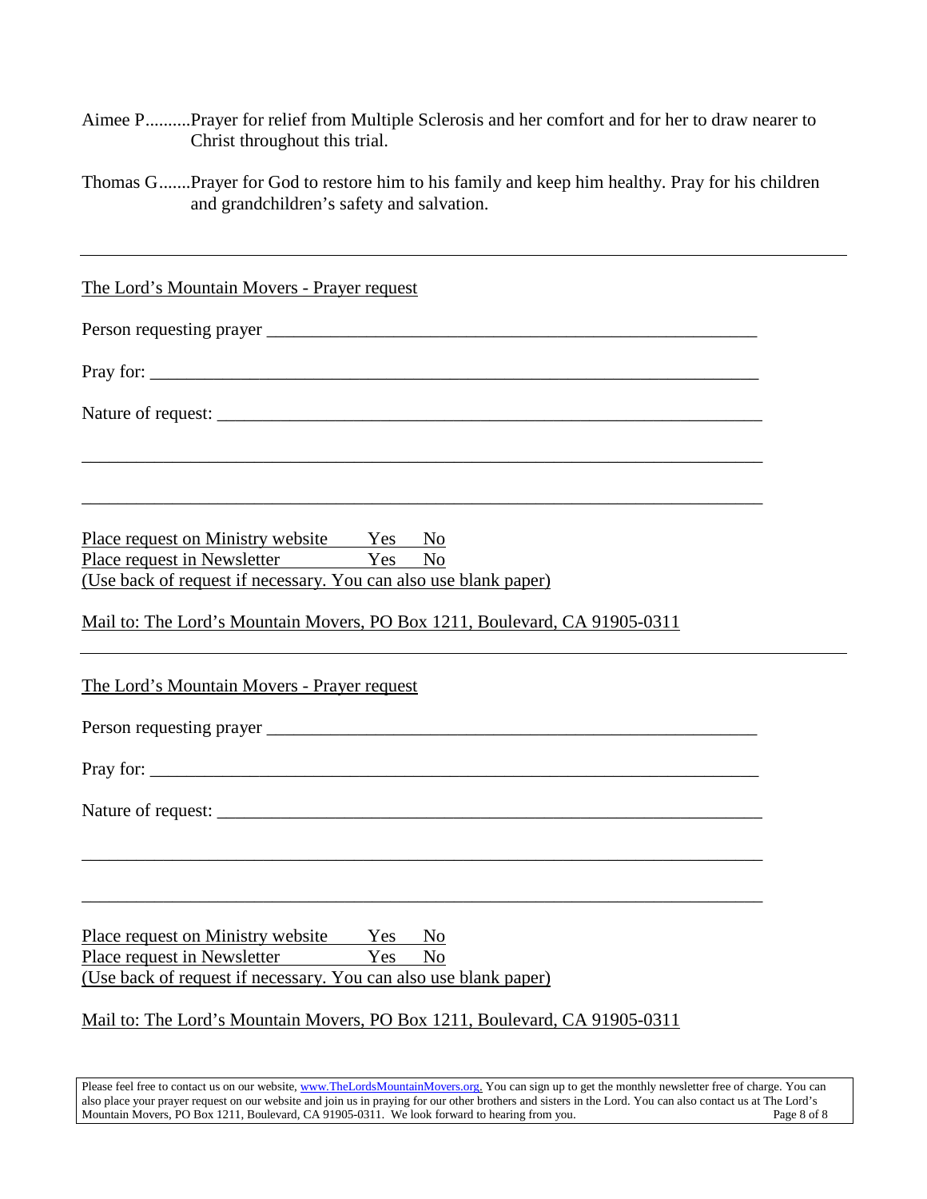Aimee P..........Prayer for relief from Multiple Sclerosis and her comfort and for her to draw nearer to Christ throughout this trial.

Thomas G.......Prayer for God to restore him to his family and keep him healthy. Pray for his children and grandchildren's safety and salvation.

---

The Lord's Mountain Movers - Prayer request

Person requesting prayer ________________________________________________________

Pray for: _____________________________________________________________________

Nature of request: ______________________________________________________________

_____________________________________________________________________________

_____________________________________________________________________________

Place request on Ministry website     Yes     No
Place request in Newsletter     Yes     No
(Use back of request if necessary. You can also use blank paper)

Mail to: The Lord's Mountain Movers, PO Box 1211, Boulevard, CA 91905-0311

---

The Lord's Mountain Movers - Prayer request

Person requesting prayer ________________________________________________________

Pray for: _____________________________________________________________________

Nature of request: ______________________________________________________________

_____________________________________________________________________________

_____________________________________________________________________________

Place request on Ministry website     Yes     No
Place request in Newsletter     Yes     No
(Use back of request if necessary. You can also use blank paper)

Mail to: The Lord's Mountain Movers, PO Box 1211, Boulevard, CA 91905-0311

Please feel free to contact us on our website, www.TheLordsMountainMovers.org. You can sign up to get the monthly newsletter free of charge. You can also place your prayer request on our website and join us in praying for our other brothers and sisters in the Lord. You can also contact us at The Lord's Mountain Movers, PO Box 1211, Boulevard, CA 91905-0311. We look forward to hearing from you.